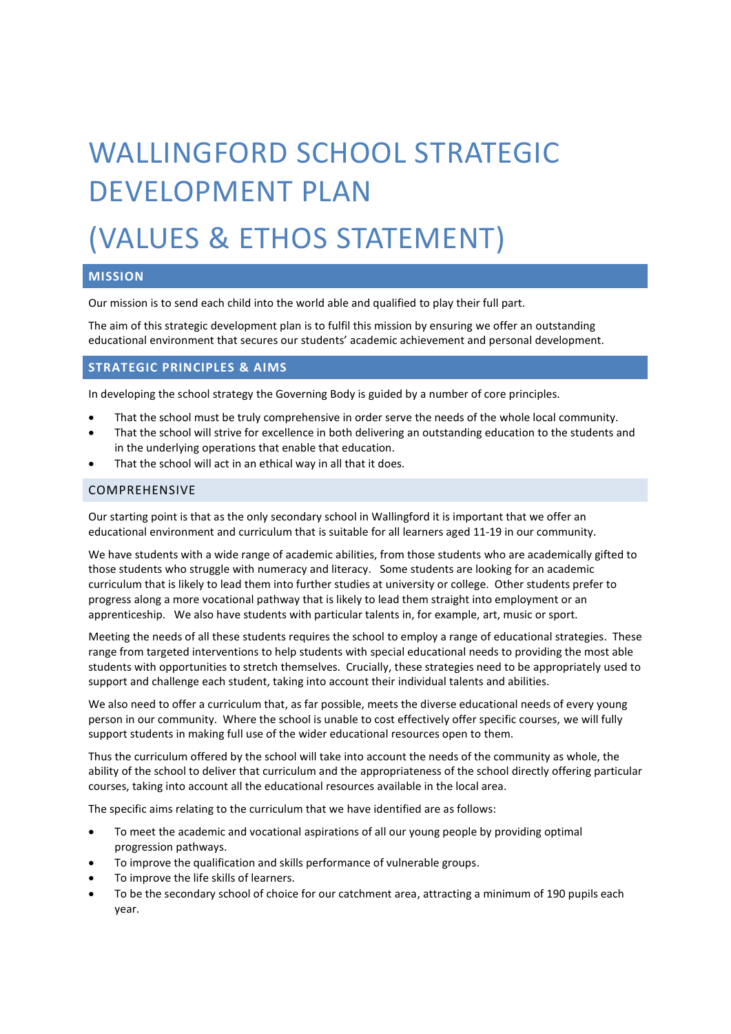# WALLINGFORD SCHOOL STRATEGIC DEVELOPMENT PLAN

# (VALUES & ETHOS STATEMENT)

## MISSION

Our mission is to send each child into the world able and qualified to play their full part.

The aim of this strategic development plan is to fulfil this mission by ensuring we offer an outstanding educational environment that secures our students' academic achievement and personal development.

## STRATEGIC PRINCIPLES & AIMS

In developing the school strategy the Governing Body is guided by a number of core principles.

- That the school must be truly comprehensive in order serve the needs of the whole local community.
- That the school will strive for excellence in both delivering an outstanding education to the students and in the underlying operations that enable that education.
- That the school will act in an ethical way in all that it does.

### COMPREHENSIVE

Our starting point is that as the only secondary school in Wallingford it is important that we offer an educational environment and curriculum that is suitable for all learners aged 11-19 in our community.

We have students with a wide range of academic abilities, from those students who are academically gifted to those students who struggle with numeracy and literacy. Some students are looking for an academic curriculum that is likely to lead them into further studies at university or college. Other students prefer to progress along a more vocational pathway that is likely to lead them straight into employment or an apprenticeship. We also have students with particular talents in, for example, art, music or sport.

Meeting the needs of all these students requires the school to employ a range of educational strategies. These range from targeted interventions to help students with special educational needs to providing the most able students with opportunities to stretch themselves. Crucially, these strategies need to be appropriately used to support and challenge each student, taking into account their individual talents and abilities.

We also need to offer a curriculum that, as far possible, meets the diverse educational needs of every young person in our community. Where the school is unable to cost effectively offer specific courses, we will fully support students in making full use of the wider educational resources open to them.

Thus the curriculum offered by the school will take into account the needs of the community as whole, the ability of the school to deliver that curriculum and the appropriateness of the school directly offering particular courses, taking into account all the educational resources available in the local area.

The specific aims relating to the curriculum that we have identified are as follows:

- To meet the academic and vocational aspirations of all our young people by providing optimal progression pathways.
- To improve the qualification and skills performance of vulnerable groups.
- To improve the life skills of learners.
- To be the secondary school of choice for our catchment area, attracting a minimum of 190 pupils each year.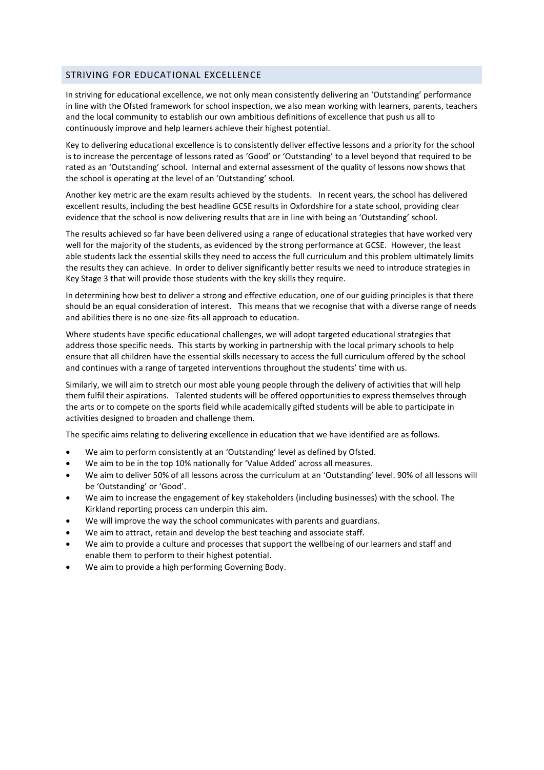## STRIVING FOR EDUCATIONAL EXCELLENCE

In striving for educational excellence, we not only mean consistently delivering an 'Outstanding' performance in line with the Ofsted framework for school inspection, we also mean working with learners, parents, teachers and the local community to establish our own ambitious definitions of excellence that push us all to continuously improve and help learners achieve their highest potential.

Key to delivering educational excellence is to consistently deliver effective lessons and a priority for the school is to increase the percentage of lessons rated as 'Good' or 'Outstanding' to a level beyond that required to be rated as an 'Outstanding' school. Internal and external assessment of the quality of lessons now shows that the school is operating at the level of an 'Outstanding' school.

Another key metric are the exam results achieved by the students. In recent years, the school has delivered excellent results, including the best headline GCSE results in Oxfordshire for a state school, providing clear evidence that the school is now delivering results that are in line with being an 'Outstanding' school.

The results achieved so far have been delivered using a range of educational strategies that have worked very well for the majority of the students, as evidenced by the strong performance at GCSE. However, the least able students lack the essential skills they need to access the full curriculum and this problem ultimately limits the results they can achieve. In order to deliver significantly better results we need to introduce strategies in Key Stage 3 that will provide those students with the key skills they require.

In determining how best to deliver a strong and effective education, one of our guiding principles is that there should be an equal consideration of interest. This means that we recognise that with a diverse range of needs and abilities there is no one-size-fits-all approach to education.

Where students have specific educational challenges, we will adopt targeted educational strategies that address those specific needs. This starts by working in partnership with the local primary schools to help ensure that all children have the essential skills necessary to access the full curriculum offered by the school and continues with a range of targeted interventions throughout the students' time with us.

Similarly, we will aim to stretch our most able young people through the delivery of activities that will help them fulfil their aspirations. Talented students will be offered opportunities to express themselves through the arts or to compete on the sports field while academically gifted students will be able to participate in activities designed to broaden and challenge them.

The specific aims relating to delivering excellence in education that we have identified are as follows.

- We aim to perform consistently at an 'Outstanding' level as defined by Ofsted.
- We aim to be in the top 10% nationally for 'Value Added' across all measures.
- We aim to deliver 50% of all lessons across the curriculum at an 'Outstanding' level. 90% of all lessons will be 'Outstanding' or 'Good'.
- We aim to increase the engagement of key stakeholders (including businesses) with the school. The Kirkland reporting process can underpin this aim.
- We will improve the way the school communicates with parents and guardians.
- We aim to attract, retain and develop the best teaching and associate staff.
- We aim to provide a culture and processes that support the wellbeing of our learners and staff and enable them to perform to their highest potential.
- We aim to provide a high performing Governing Body.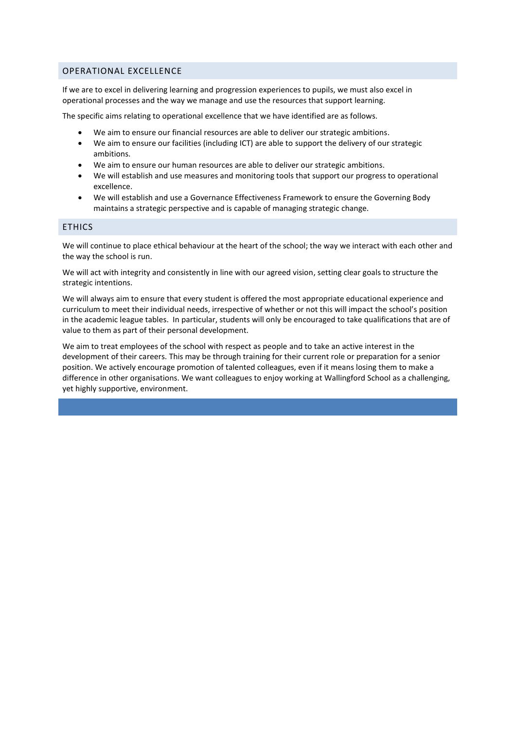## OPERATIONAL EXCELLENCE

If we are to excel in delivering learning and progression experiences to pupils, we must also excel in operational processes and the way we manage and use the resources that support learning.

The specific aims relating to operational excellence that we have identified are as follows.

- We aim to ensure our financial resources are able to deliver our strategic ambitions.
- We aim to ensure our facilities (including ICT) are able to support the delivery of our strategic ambitions.
- We aim to ensure our human resources are able to deliver our strategic ambitions.
- We will establish and use measures and monitoring tools that support our progress to operational excellence.
- We will establish and use a Governance Effectiveness Framework to ensure the Governing Body maintains a strategic perspective and is capable of managing strategic change.

## ETHICS

We will continue to place ethical behaviour at the heart of the school; the way we interact with each other and the way the school is run.

We will act with integrity and consistently in line with our agreed vision, setting clear goals to structure the strategic intentions.

We will always aim to ensure that every student is offered the most appropriate educational experience and curriculum to meet their individual needs, irrespective of whether or not this will impact the school's position in the academic league tables. In particular, students will only be encouraged to take qualifications that are of value to them as part of their personal development.

We aim to treat employees of the school with respect as people and to take an active interest in the development of their careers. This may be through training for their current role or preparation for a senior position. We actively encourage promotion of talented colleagues, even if it means losing them to make a difference in other organisations. We want colleagues to enjoy working at Wallingford School as a challenging, yet highly supportive, environment.